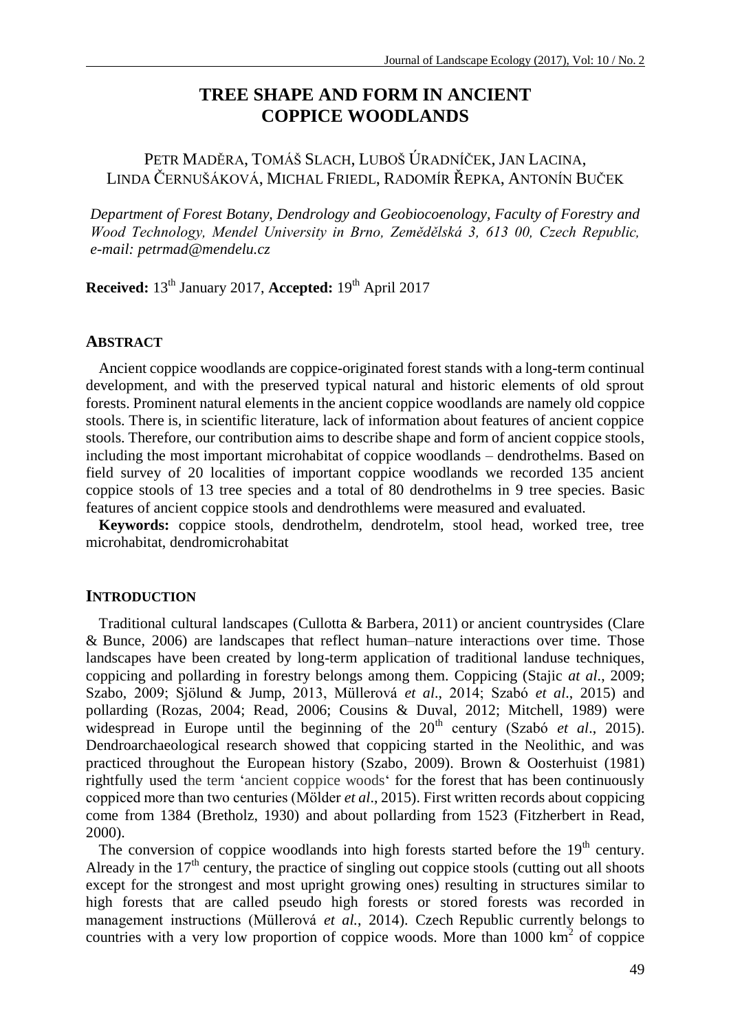# TREE SHAPE AND FORM IN ANCIENT COPPICE WOODLANDS

PETR MADĚRA, TOMÁŠ SLACH, LUBOŠ ÚRADNÍČEK, JAN LACINA, LINDA ČERNUŠÁKOVÁ, MICHAL FRIEDL, RADOMÍR ŘEPKA, ANTONÍN BUČEK

*Department of Forest Botany, Dendrology and Geobiocoenology, Faculty of Forestry and Wood Technology, Mendel University in Brno, Zemědělská 3, 613 00, Czech Republic, e-mail: petrmad@mendelu.cz*

**Received:** 13th January 2017, **Accepted:** 19th April 2017

## ABSTRACT

Ancient coppice woodlands are coppice-originated forest stands with a long-term continual development, and with the preserved typical natural and historic elements of old sprout forests. Prominent natural elements in the ancient coppice woodlands are namely old coppice stools. There is, in scientific literature, lack of information about features of ancient coppice stools. Therefore, our contribution aims to describe shape and form of ancient coppice stools, including the most important microhabitat of coppice woodlands – dendrothelms. Based on field survey of 20 localities of important coppice woodlands we recorded 135 ancient coppice stools of 13 tree species and a total of 80 dendrothelms in 9 tree species. Basic features of ancient coppice stools and dendrothlems were measured and evaluated.

**Keywords:** coppice stools, dendrothelm, dendrotelm, stool head, worked tree, tree microhabitat, dendromicrohabitat

## INTRODUCTION

Traditional cultural landscapes (Cullotta & Barbera, 2011) or ancient countrysides (Clare & Bunce, 2006) are landscapes that reflect human–nature interactions over time. Those landscapes have been created by long-term application of traditional landuse techniques, coppicing and pollarding in forestry belongs among them. Coppicing (Stajic *at al*., 2009; Szabo, 2009; Sjölund & Jump, 2013, Müllerová *et al*., 2014; Szabó *et al*., 2015) and pollarding (Rozas, 2004; Read, 2006; Cousins & Duval, 2012; Mitchell, 1989) were widespread in Europe until the beginning of the 20th century (Szabó *et al*., 2015). Dendroarchaeological research showed that coppicing started in the Neolithic, and was practiced throughout the European history (Szabo, 2009). Brown & Oosterhuist (1981) rightfully used the term 'ancient coppice woods' for the forest that has been continuously coppiced more than two centuries (Mölder *et al*., 2015). First written records about coppicing come from 1384 (Bretholz, 1930) and about pollarding from 1523 (Fitzherbert in Read, 2000).

The conversion of coppice woodlands into high forests started before the 19th century. Already in the 17th century, the practice of singling out coppice stools (cutting out all shoots except for the strongest and most upright growing ones) resulting in structures similar to high forests that are called pseudo high forests or stored forests was recorded in management instructions (Müllerová *et al.*, 2014). Czech Republic currently belongs to countries with a very low proportion of coppice woods. More than 1000 km$^2$ of coppice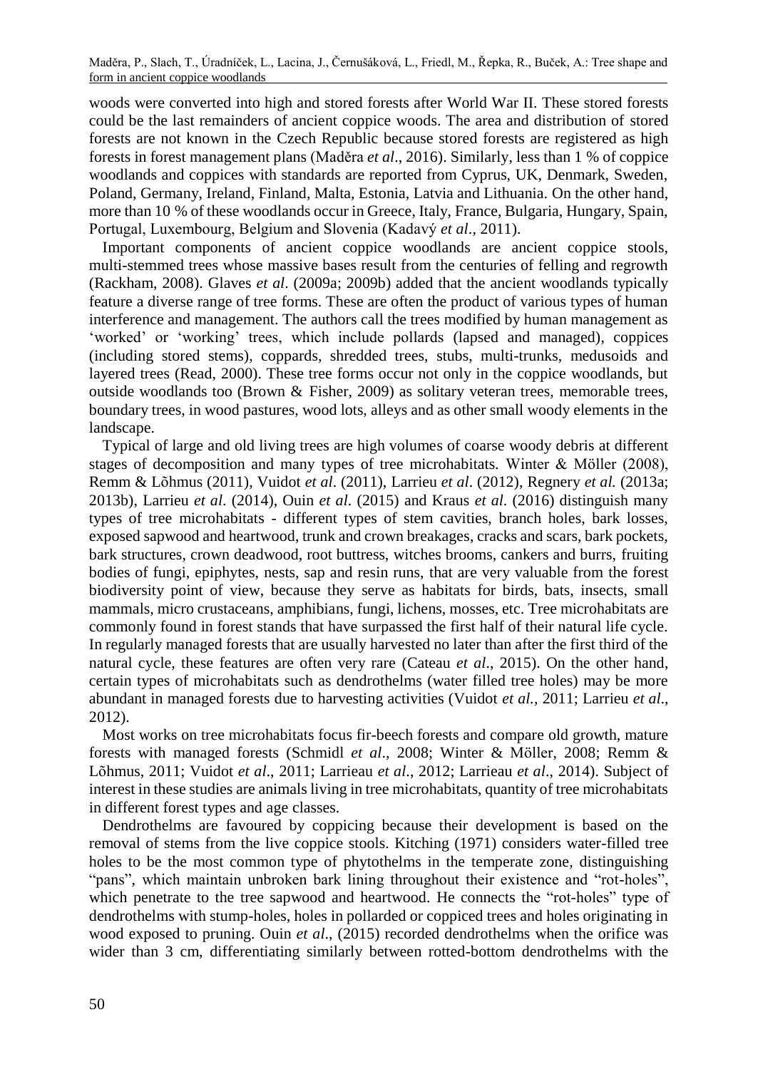woods were converted into high and stored forests after World War II. These stored forests could be the last remainders of ancient coppice woods. The area and distribution of stored forests are not known in the Czech Republic because stored forests are registered as high forests in forest management plans (Maděra *et al*., 2016). Similarly, less than 1 % of coppice woodlands and coppices with standards are reported from Cyprus, UK, Denmark, Sweden, Poland, Germany, Ireland, Finland, Malta, Estonia, Latvia and Lithuania. On the other hand, more than 10 % of these woodlands occur in Greece, Italy, France, Bulgaria, Hungary, Spain, Portugal, Luxembourg, Belgium and Slovenia (Kadavý *et al*., 2011).

Important components of ancient coppice woodlands are ancient coppice stools, multi-stemmed trees whose massive bases result from the centuries of felling and regrowth (Rackham, 2008). Glaves *et al*. (2009a; 2009b) added that the ancient woodlands typically feature a diverse range of tree forms. These are often the product of various types of human interference and management. The authors call the trees modified by human management as 'worked' or 'working' trees, which include pollards (lapsed and managed), coppices (including stored stems), coppards, shredded trees, stubs, multi-trunks, medusoids and layered trees (Read, 2000). These tree forms occur not only in the coppice woodlands, but outside woodlands too (Brown & Fisher, 2009) as solitary veteran trees, memorable trees, boundary trees, in wood pastures, wood lots, alleys and as other small woody elements in the landscape.

Typical of large and old living trees are high volumes of coarse woody debris at different stages of decomposition and many types of tree microhabitats. Winter & Möller (2008), Remm & Lõhmus (2011), Vuidot *et al*. (2011), Larrieu *et al*. (2012), Regnery *et al.* (2013a; 2013b), Larrieu *et al*. (2014), Ouin *et al*. (2015) and Kraus *et al*. (2016) distinguish many types of tree microhabitats - different types of stem cavities, branch holes, bark losses, exposed sapwood and heartwood, trunk and crown breakages, cracks and scars, bark pockets, bark structures, crown deadwood, root buttress, witches brooms, cankers and burrs, fruiting bodies of fungi, epiphytes, nests, sap and resin runs, that are very valuable from the forest biodiversity point of view, because they serve as habitats for birds, bats, insects, small mammals, micro crustaceans, amphibians, fungi, lichens, mosses, etc. Tree microhabitats are commonly found in forest stands that have surpassed the first half of their natural life cycle. In regularly managed forests that are usually harvested no later than after the first third of the natural cycle, these features are often very rare (Cateau *et al*., 2015). On the other hand, certain types of microhabitats such as dendrothelms (water filled tree holes) may be more abundant in managed forests due to harvesting activities (Vuidot *et al.*, 2011; Larrieu *et al*., 2012).

Most works on tree microhabitats focus fir-beech forests and compare old growth, mature forests with managed forests (Schmidl *et al*., 2008; Winter & Möller, 2008; Remm & Lõhmus, 2011; Vuidot *et al*., 2011; Larrieau *et al*., 2012; Larrieau *et al*., 2014). Subject of interest in these studies are animals living in tree microhabitats, quantity of tree microhabitats in different forest types and age classes.

Dendrothelms are favoured by coppicing because their development is based on the removal of stems from the live coppice stools. Kitching (1971) considers water-filled tree holes to be the most common type of phytothelms in the temperate zone, distinguishing "pans", which maintain unbroken bark lining throughout their existence and "rot-holes", which penetrate to the tree sapwood and heartwood. He connects the "rot-holes" type of dendrothelms with stump-holes, holes in pollarded or coppiced trees and holes originating in wood exposed to pruning. Ouin *et al*., (2015) recorded dendrothelms when the orifice was wider than 3 cm, differentiating similarly between rotted-bottom dendrothelms with the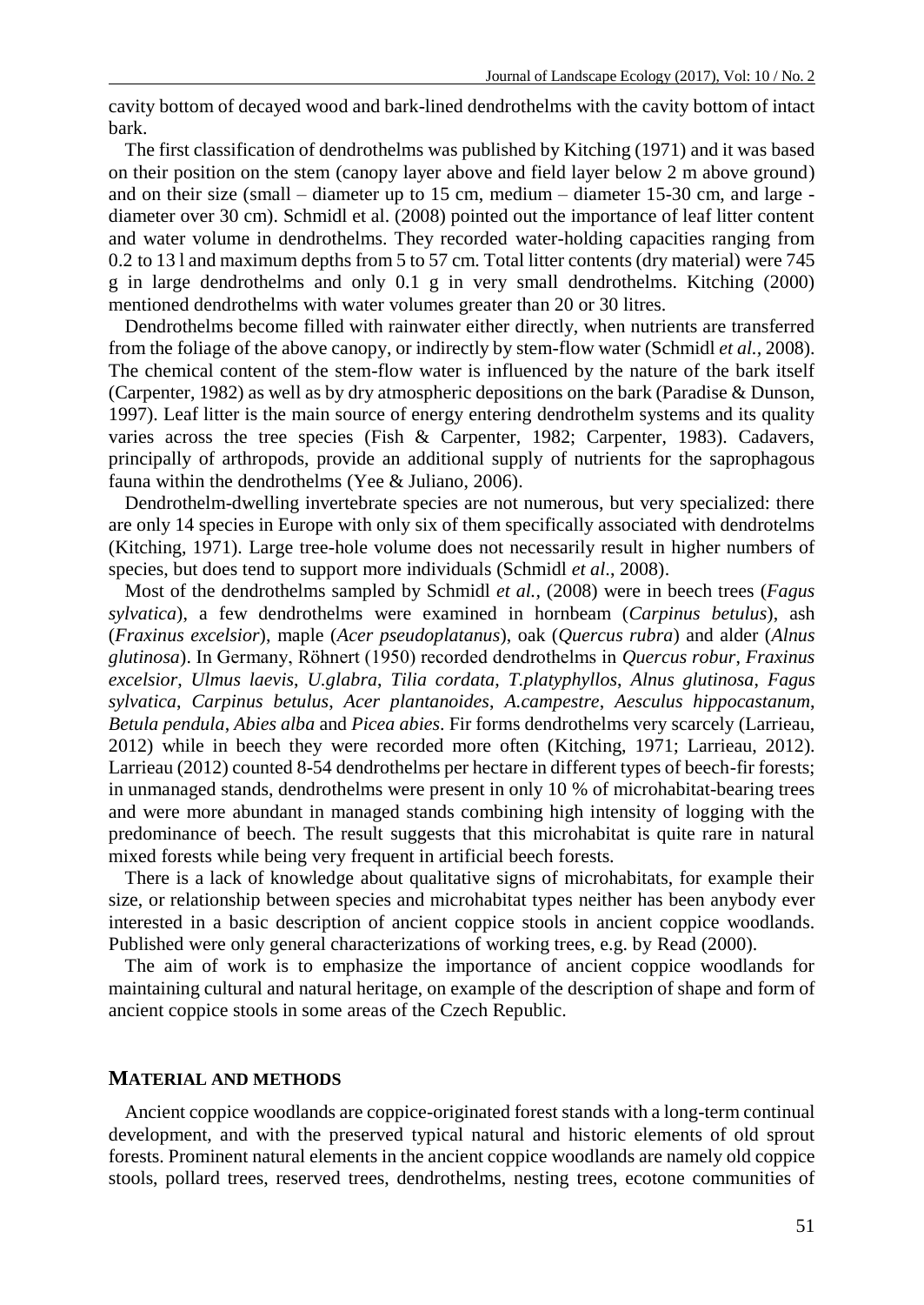cavity bottom of decayed wood and bark-lined dendrothelms with the cavity bottom of intact bark.

The first classification of dendrothelms was published by Kitching (1971) and it was based on their position on the stem (canopy layer above and field layer below 2 m above ground) and on their size (small – diameter up to 15 cm, medium – diameter 15-30 cm, and large - diameter over 30 cm). Schmidl et al. (2008) pointed out the importance of leaf litter content and water volume in dendrothelms. They recorded water-holding capacities ranging from 0.2 to 13 l and maximum depths from 5 to 57 cm. Total litter contents (dry material) were 745 g in large dendrothelms and only 0.1 g in very small dendrothelms. Kitching (2000) mentioned dendrothelms with water volumes greater than 20 or 30 litres.

Dendrothelms become filled with rainwater either directly, when nutrients are transferred from the foliage of the above canopy, or indirectly by stem-flow water (Schmidl *et al.*, 2008). The chemical content of the stem-flow water is influenced by the nature of the bark itself (Carpenter, 1982) as well as by dry atmospheric depositions on the bark (Paradise & Dunson, 1997). Leaf litter is the main source of energy entering dendrothelm systems and its quality varies across the tree species (Fish & Carpenter, 1982; Carpenter, 1983). Cadavers, principally of arthropods, provide an additional supply of nutrients for the saprophagous fauna within the dendrothelms (Yee & Juliano, 2006).

Dendrothelm-dwelling invertebrate species are not numerous, but very specialized: there are only 14 species in Europe with only six of them specifically associated with dendrotelms (Kitching, 1971). Large tree-hole volume does not necessarily result in higher numbers of species, but does tend to support more individuals (Schmidl *et al*., 2008).

Most of the dendrothelms sampled by Schmidl *et al.*, (2008) were in beech trees (*Fagus sylvatica*), a few dendrothelms were examined in hornbeam (*Carpinus betulus*), ash (*Fraxinus excelsior*), maple (*Acer pseudoplatanus*), oak (*Quercus rubra*) and alder (*Alnus glutinosa*). In Germany, Röhnert (1950) recorded dendrothelms in *Quercus robur*, *Fraxinus excelsior*, *Ulmus laevis*, *U.glabra*, *Tilia cordata*, *T.platyphyllos*, *Alnus glutinosa*, *Fagus sylvatica*, *Carpinus betulus*, *Acer plantanoides*, *A.campestre*, *Aesculus hippocastanum*, *Betula pendula*, *Abies alba* and *Picea abies*. Fir forms dendrothelms very scarcely (Larrieau, 2012) while in beech they were recorded more often (Kitching, 1971; Larrieau, 2012). Larrieau (2012) counted 8-54 dendrothelms per hectare in different types of beech-fir forests; in unmanaged stands, dendrothelms were present in only 10 % of microhabitat-bearing trees and were more abundant in managed stands combining high intensity of logging with the predominance of beech. The result suggests that this microhabitat is quite rare in natural mixed forests while being very frequent in artificial beech forests.

There is a lack of knowledge about qualitative signs of microhabitats, for example their size, or relationship between species and microhabitat types neither has been anybody ever interested in a basic description of ancient coppice stools in ancient coppice woodlands. Published were only general characterizations of working trees, e.g. by Read (2000).

The aim of work is to emphasize the importance of ancient coppice woodlands for maintaining cultural and natural heritage, on example of the description of shape and form of ancient coppice stools in some areas of the Czech Republic.

## MATERIAL AND METHODS

Ancient coppice woodlands are coppice-originated forest stands with a long-term continual development, and with the preserved typical natural and historic elements of old sprout forests. Prominent natural elements in the ancient coppice woodlands are namely old coppice stools, pollard trees, reserved trees, dendrothelms, nesting trees, ecotone communities of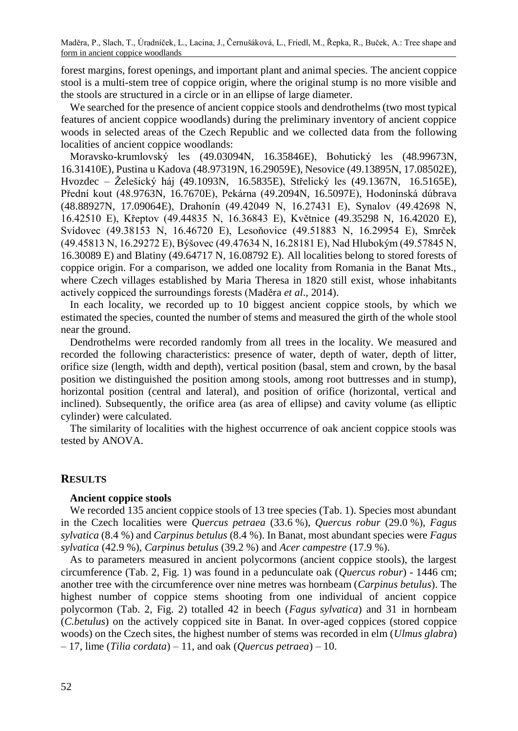forest margins, forest openings, and important plant and animal species. The ancient coppice stool is a multi-stem tree of coppice origin, where the original stump is no more visible and the stools are structured in a circle or in an ellipse of large diameter.

We searched for the presence of ancient coppice stools and dendrothelms (two most typical features of ancient coppice woodlands) during the preliminary inventory of ancient coppice woods in selected areas of the Czech Republic and we collected data from the following localities of ancient coppice woodlands:

Moravsko-krumlovský les (49.03094N, 16.35846E), Bohutický les (48.99673N, 16.31410E), Pustina u Kadova (48.97319N, 16.29059E), Nesovice (49.13895N, 17.08502E), Hvozdec – Želešický háj (49.1093N, 16.5835E), Střelický les (49.1367N, 16.5165E), Přední kout (48.9763N, 16.7670E), Pekárna (49.2094N, 16.5097E), Hodonínská dúbrava (48.88927N, 17.09064E), Drahonín (49.42049 N, 16.27431 E), Synalov (49.42698 N, 16.42510 E), Křeptov (49.44835 N, 16.36843 E), Květnice (49.35298 N, 16.42020 E), Svídovec (49.38153 N, 16.46720 E), Lesoňovice (49.51883 N, 16.29954 E), Smrček (49.45813 N, 16.29272 E), Býšovec (49.47634 N, 16.28181 E), Nad Hlubokým (49.57845 N, 16.30089 E) and Blatiny (49.64717 N, 16.08792 E). All localities belong to stored forests of coppice origin. For a comparison, we added one locality from Romania in the Banat Mts., where Czech villages established by Maria Theresa in 1820 still exist, whose inhabitants actively coppiced the surroundings forests (Maděra *et al*., 2014).

In each locality, we recorded up to 10 biggest ancient coppice stools, by which we estimated the species, counted the number of stems and measured the girth of the whole stool near the ground.

Dendrothelms were recorded randomly from all trees in the locality. We measured and recorded the following characteristics: presence of water, depth of water, depth of litter, orifice size (length, width and depth), vertical position (basal, stem and crown, by the basal position we distinguished the position among stools, among root buttresses and in stump), horizontal position (central and lateral), and position of orifice (horizontal, vertical and inclined). Subsequently, the orifice area (as area of ellipse) and cavity volume (as elliptic cylinder) were calculated.

The similarity of localities with the highest occurrence of oak ancient coppice stools was tested by ANOVA.

## RESULTS

### Ancient coppice stools

We recorded 135 ancient coppice stools of 13 tree species (Tab. 1). Species most abundant in the Czech localities were *Quercus petraea* (33.6 %), *Quercus robur* (29.0 %), *Fagus sylvatica* (8.4 %) and *Carpinus betulus* (8.4 %). In Banat, most abundant species were *Fagus sylvatica* (42.9 %), *Carpinus betulus* (39.2 %) and *Acer campestre* (17.9 %).

As to parameters measured in ancient polycormons (ancient coppice stools), the largest circumference (Tab. 2, Fig. 1) was found in a pedunculate oak (*Quercus robur*) - 1446 cm; another tree with the circumference over nine metres was hornbeam (*Carpinus betulus*). The highest number of coppice stems shooting from one individual of ancient coppice polycormon (Tab. 2, Fig. 2) totalled 42 in beech (*Fagus sylvatica*) and 31 in hornbeam (*C.betulus*) on the actively coppiced site in Banat. In over-aged coppices (stored coppice woods) on the Czech sites, the highest number of stems was recorded in elm (*Ulmus glabra*) – 17, lime (*Tilia cordata*) – 11, and oak (*Quercus petraea*) – 10.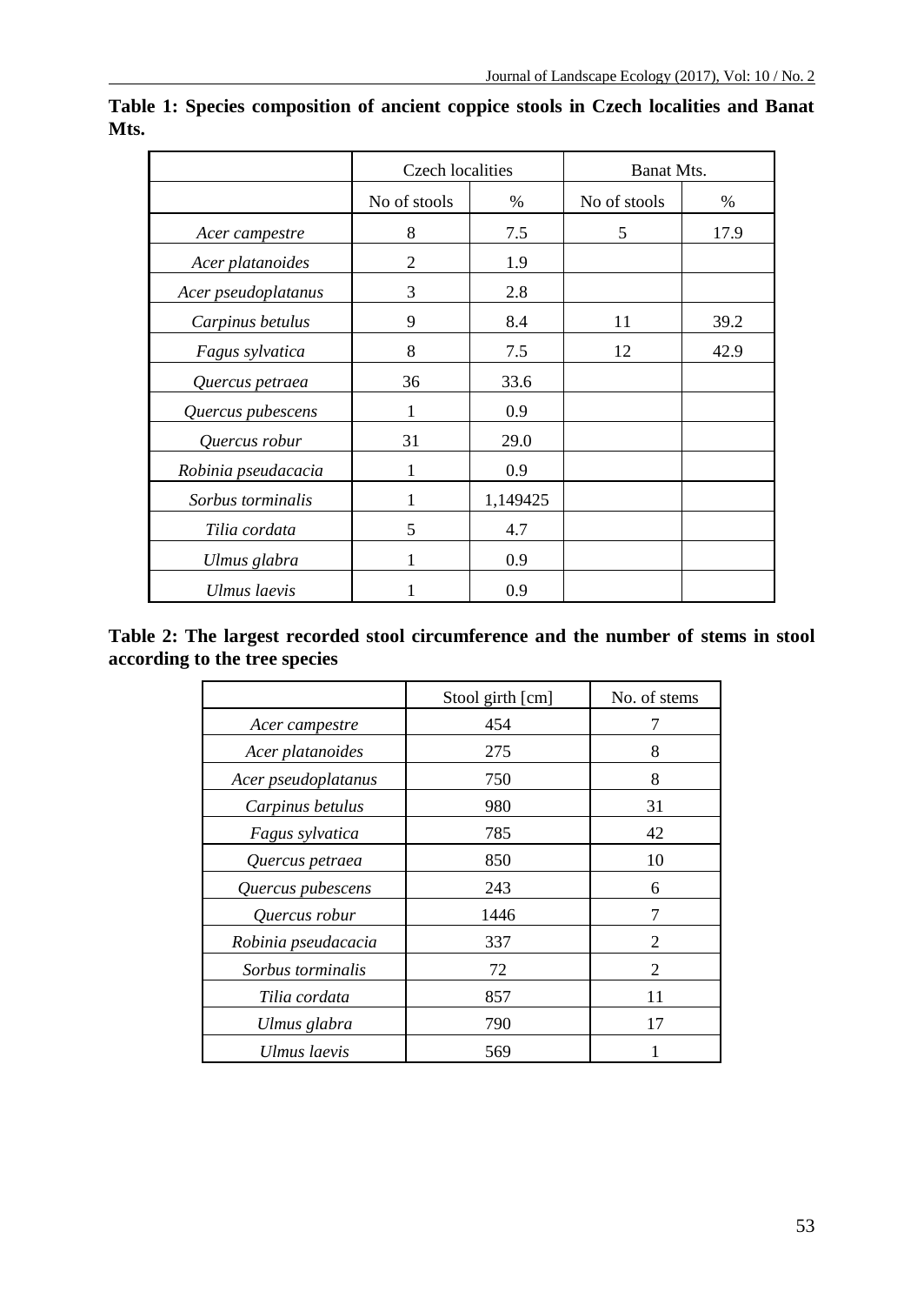**Table 1: Species composition of ancient coppice stools in Czech localities and Banat Mts.**

| | Czech localities | | Banat Mts. | |
|---|---|---|---|---|
| | No of stools | % | No of stools | % |
| *Acer campestre* | 8 | 7.5 | 5 | 17.9 |
| *Acer platanoides* | 2 | 1.9 | | |
| *Acer pseudoplatanus* | 3 | 2.8 | | |
| *Carpinus betulus* | 9 | 8.4 | 11 | 39.2 |
| *Fagus sylvatica* | 8 | 7.5 | 12 | 42.9 |
| *Quercus petraea* | 36 | 33.6 | | |
| *Quercus pubescens* | 1 | 0.9 | | |
| *Quercus robur* | 31 | 29.0 | | |
| *Robinia pseudacacia* | 1 | 0.9 | | |
| *Sorbus torminalis* | 1 | 1,149425 | | |
| *Tilia cordata* | 5 | 4.7 | | |
| *Ulmus glabra* | 1 | 0.9 | | |
| *Ulmus laevis* | 1 | 0.9 | | |

**Table 2: The largest recorded stool circumference and the number of stems in stool according to the tree species**

| | Stool girth [cm] | No. of stems |
|---|---|---|
| *Acer campestre* | 454 | 7 |
| *Acer platanoides* | 275 | 8 |
| *Acer pseudoplatanus* | 750 | 8 |
| *Carpinus betulus* | 980 | 31 |
| *Fagus sylvatica* | 785 | 42 |
| *Quercus petraea* | 850 | 10 |
| *Quercus pubescens* | 243 | 6 |
| *Quercus robur* | 1446 | 7 |
| *Robinia pseudacacia* | 337 | 2 |
| *Sorbus torminalis* | 72 | 2 |
| *Tilia cordata* | 857 | 11 |
| *Ulmus glabra* | 790 | 17 |
| *Ulmus laevis* | 569 | 1 |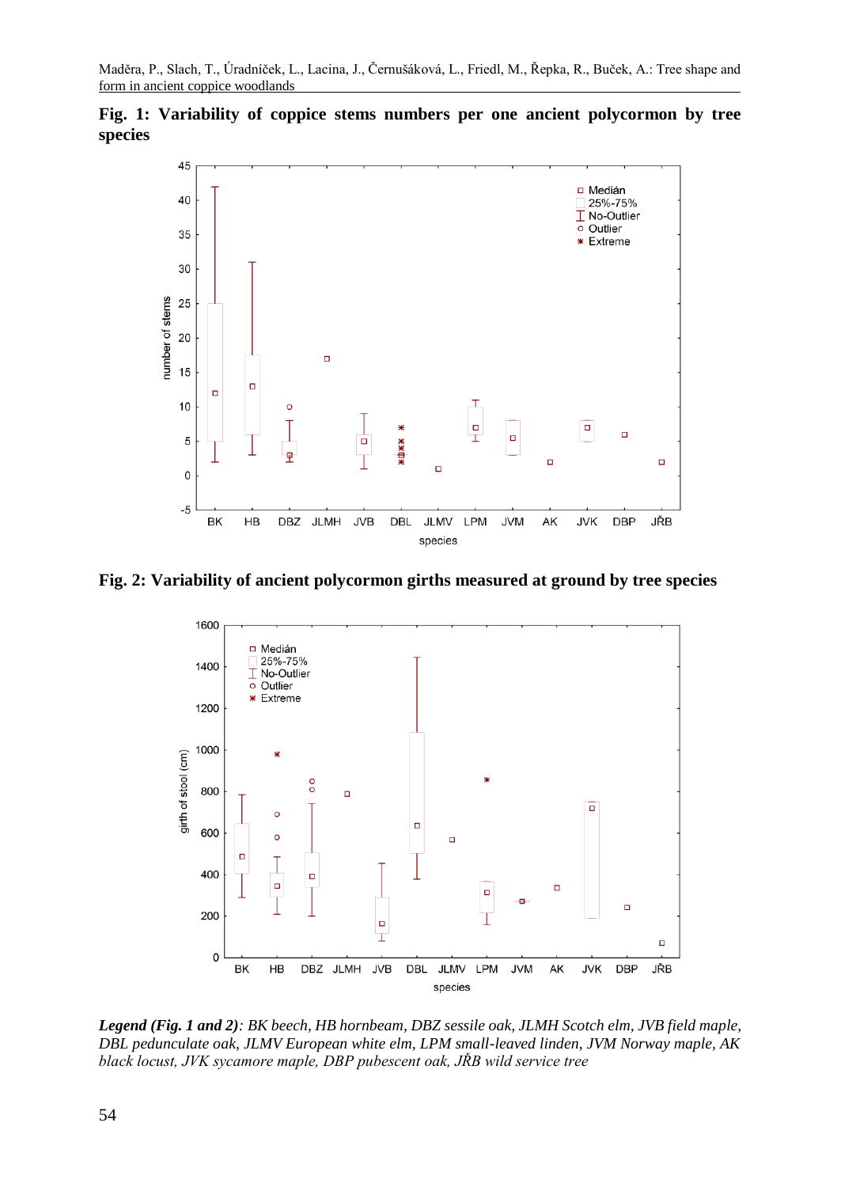**Fig. 1: Variability of coppice stems numbers per one ancient polycormon by tree species**

**Fig. 2: Variability of ancient polycormon girths measured at ground by tree species**

***Legend (Fig. 1 and 2)****: BK beech, HB hornbeam, DBZ sessile oak, JLMH Scotch elm, JVB field maple, DBL pedunculate oak, JLMV European white elm, LPM small-leaved linden, JVM Norway maple, AK black locust, JVK sycamore maple, DBP pubescent oak, JŘB wild service tree*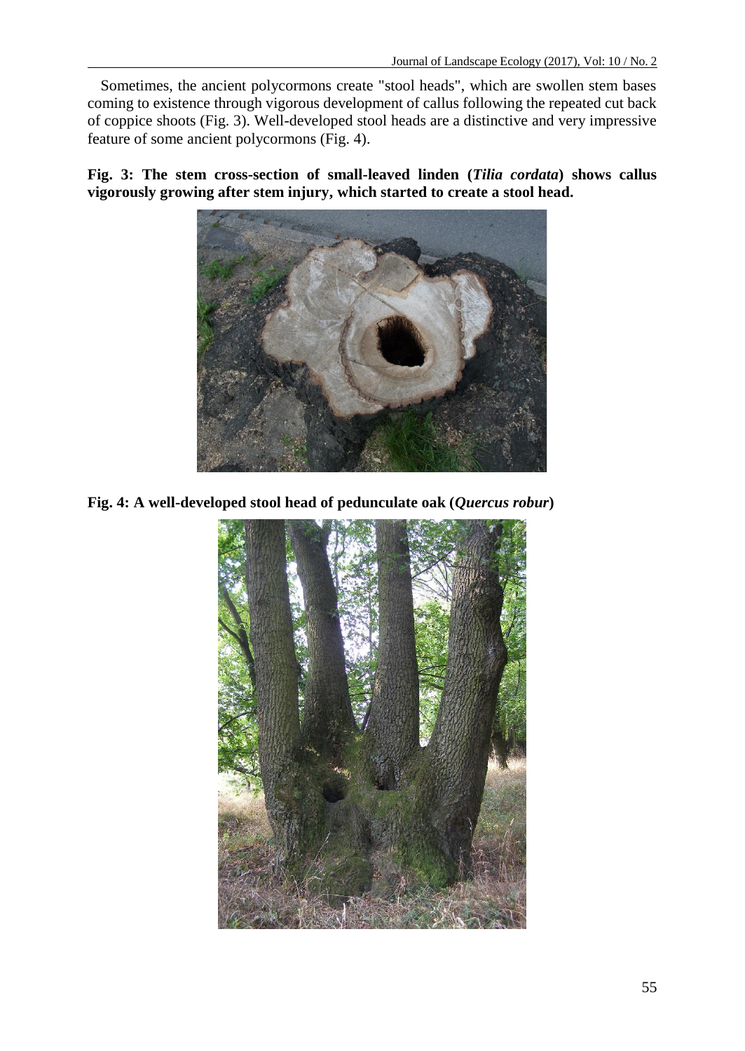Sometimes, the ancient polycormons create "stool heads", which are swollen stem bases coming to existence through vigorous development of callus following the repeated cut back of coppice shoots (Fig. 3). Well-developed stool heads are a distinctive and very impressive feature of some ancient polycormons (Fig. 4).

**Fig. 3: The stem cross-section of small-leaved linden (*Tilia cordata*) shows callus vigorously growing after stem injury, which started to create a stool head.**

**Fig. 4: A well-developed stool head of pedunculate oak (*Quercus robur*)**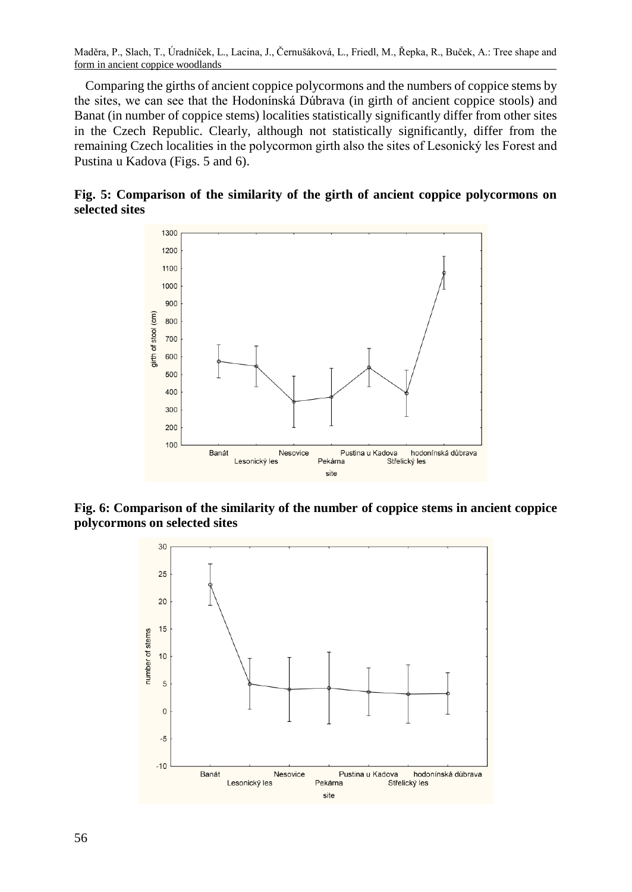Comparing the girths of ancient coppice polycormons and the numbers of coppice stems by the sites, we can see that the Hodonínská Dúbrava (in girth of ancient coppice stools) and Banat (in number of coppice stems) localities statistically significantly differ from other sites in the Czech Republic. Clearly, although not statistically significantly, differ from the remaining Czech localities in the polycormon girth also the sites of Lesonický les Forest and Pustina u Kadova (Figs. 5 and 6).

**Fig. 5: Comparison of the similarity of the girth of ancient coppice polycormons on selected sites**

**Fig. 6: Comparison of the similarity of the number of coppice stems in ancient coppice polycormons on selected sites**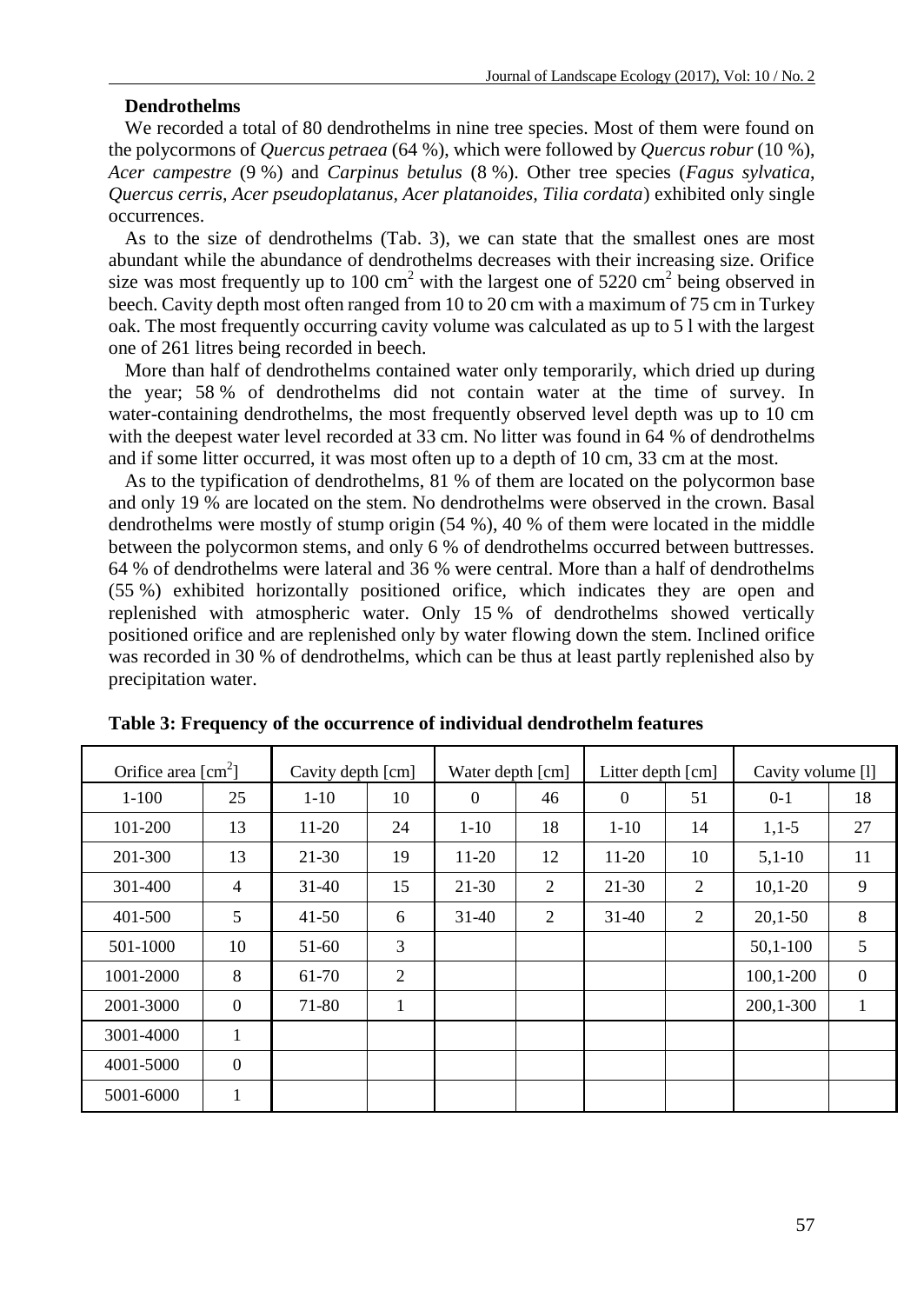### Dendrothelms

We recorded a total of 80 dendrothelms in nine tree species. Most of them were found on the polycormons of *Quercus petraea* (64 %), which were followed by *Quercus robur* (10 %), *Acer campestre* (9 %) and *Carpinus betulus* (8 %). Other tree species (*Fagus sylvatica, Quercus cerris, Acer pseudoplatanus, Acer platanoides, Tilia cordata*) exhibited only single occurrences.

As to the size of dendrothelms (Tab. 3), we can state that the smallest ones are most abundant while the abundance of dendrothelms decreases with their increasing size. Orifice size was most frequently up to 100 cm$^2$ with the largest one of 5220 cm$^2$ being observed in beech. Cavity depth most often ranged from 10 to 20 cm with a maximum of 75 cm in Turkey oak. The most frequently occurring cavity volume was calculated as up to 5 l with the largest one of 261 litres being recorded in beech.

More than half of dendrothelms contained water only temporarily, which dried up during the year; 58 % of dendrothelms did not contain water at the time of survey. In water-containing dendrothelms, the most frequently observed level depth was up to 10 cm with the deepest water level recorded at 33 cm. No litter was found in 64 % of dendrothelms and if some litter occurred, it was most often up to a depth of 10 cm, 33 cm at the most.

As to the typification of dendrothelms, 81 % of them are located on the polycormon base and only 19 % are located on the stem. No dendrothelms were observed in the crown. Basal dendrothelms were mostly of stump origin (54 %), 40 % of them were located in the middle between the polycormon stems, and only 6 % of dendrothelms occurred between buttresses. 64 % of dendrothelms were lateral and 36 % were central. More than a half of dendrothelms (55 %) exhibited horizontally positioned orifice, which indicates they are open and replenished with atmospheric water. Only 15 % of dendrothelms showed vertically positioned orifice and are replenished only by water flowing down the stem. Inclined orifice was recorded in 30 % of dendrothelms, which can be thus at least partly replenished also by precipitation water.

**Table 3: Frequency of the occurrence of individual dendrothelm features**

| Orifice area [cm$^2$] | | Cavity depth [cm] | | Water depth [cm] | | Litter depth [cm] | | Cavity volume [l] | |
|---|---|---|---|---|---|---|---|---|---|
| 1-100 | 25 | 1-10 | 10 | 0 | 46 | 0 | 51 | 0-1 | 18 |
| 101-200 | 13 | 11-20 | 24 | 1-10 | 18 | 1-10 | 14 | 1,1-5 | 27 |
| 201-300 | 13 | 21-30 | 19 | 11-20 | 12 | 11-20 | 10 | 5,1-10 | 11 |
| 301-400 | 4 | 31-40 | 15 | 21-30 | 2 | 21-30 | 2 | 10,1-20 | 9 |
| 401-500 | 5 | 41-50 | 6 | 31-40 | 2 | 31-40 | 2 | 20,1-50 | 8 |
| 501-1000 | 10 | 51-60 | 3 | | | | | 50,1-100 | 5 |
| 1001-2000 | 8 | 61-70 | 2 | | | | | 100,1-200 | 0 |
| 2001-3000 | 0 | 71-80 | 1 | | | | | 200,1-300 | 1 |
| 3001-4000 | 1 | | | | | | | | |
| 4001-5000 | 0 | | | | | | | | |
| 5001-6000 | 1 | | | | | | | | |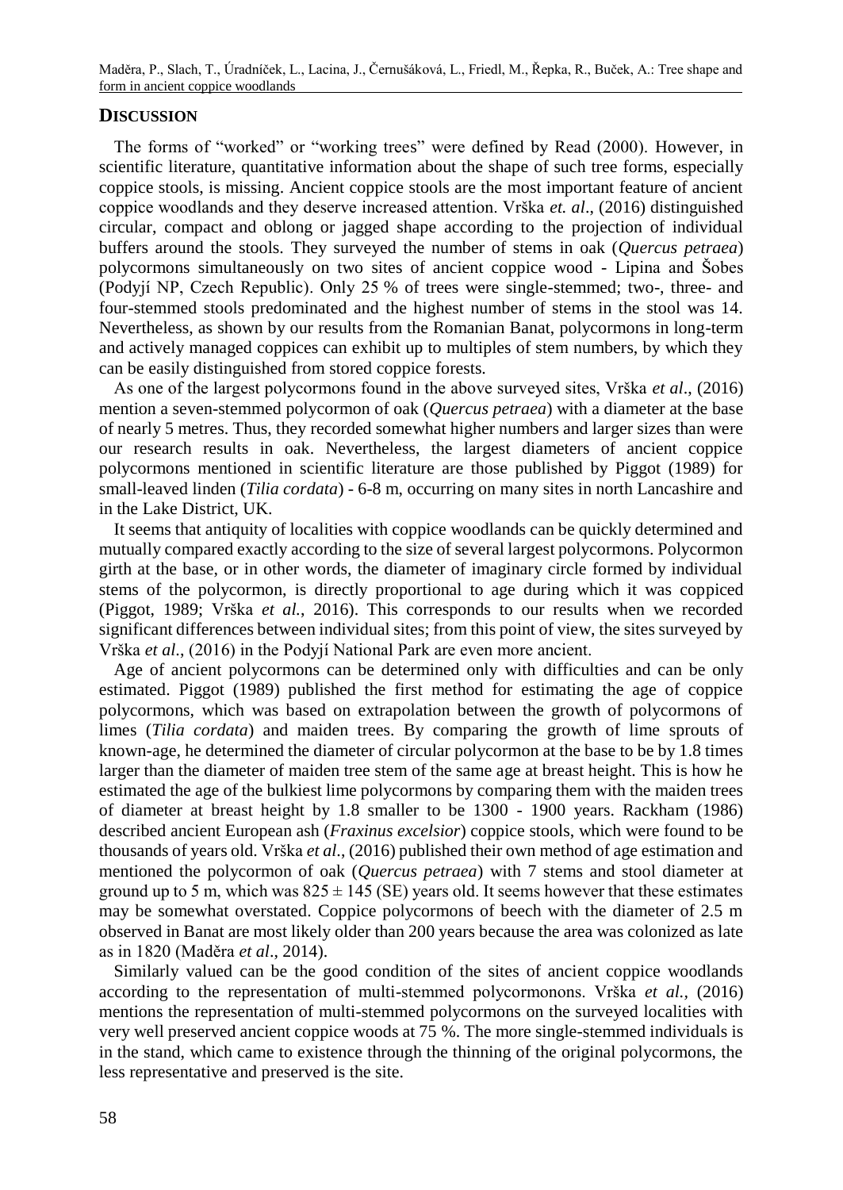## DISCUSSION

The forms of "worked" or "working trees" were defined by Read (2000). However, in scientific literature, quantitative information about the shape of such tree forms, especially coppice stools, is missing. Ancient coppice stools are the most important feature of ancient coppice woodlands and they deserve increased attention. Vrška *et. al*., (2016) distinguished circular, compact and oblong or jagged shape according to the projection of individual buffers around the stools. They surveyed the number of stems in oak (*Quercus petraea*) polycormons simultaneously on two sites of ancient coppice wood - Lipina and Šobes (Podyjí NP, Czech Republic). Only 25 % of trees were single-stemmed; two-, three- and four-stemmed stools predominated and the highest number of stems in the stool was 14. Nevertheless, as shown by our results from the Romanian Banat, polycormons in long-term and actively managed coppices can exhibit up to multiples of stem numbers, by which they can be easily distinguished from stored coppice forests.

As one of the largest polycormons found in the above surveyed sites, Vrška *et al*., (2016) mention a seven-stemmed polycormon of oak (*Quercus petraea*) with a diameter at the base of nearly 5 metres. Thus, they recorded somewhat higher numbers and larger sizes than were our research results in oak. Nevertheless, the largest diameters of ancient coppice polycormons mentioned in scientific literature are those published by Piggot (1989) for small-leaved linden (*Tilia cordata*) - 6-8 m, occurring on many sites in north Lancashire and in the Lake District, UK.

It seems that antiquity of localities with coppice woodlands can be quickly determined and mutually compared exactly according to the size of several largest polycormons. Polycormon girth at the base, or in other words, the diameter of imaginary circle formed by individual stems of the polycormon, is directly proportional to age during which it was coppiced (Piggot, 1989; Vrška *et al.*, 2016). This corresponds to our results when we recorded significant differences between individual sites; from this point of view, the sites surveyed by Vrška *et al*., (2016) in the Podyjí National Park are even more ancient.

Age of ancient polycormons can be determined only with difficulties and can be only estimated. Piggot (1989) published the first method for estimating the age of coppice polycormons, which was based on extrapolation between the growth of polycormons of limes (*Tilia cordata*) and maiden trees. By comparing the growth of lime sprouts of known-age, he determined the diameter of circular polycormon at the base to be by 1.8 times larger than the diameter of maiden tree stem of the same age at breast height. This is how he estimated the age of the bulkiest lime polycormons by comparing them with the maiden trees of diameter at breast height by 1.8 smaller to be 1300 - 1900 years. Rackham (1986) described ancient European ash (*Fraxinus excelsior*) coppice stools, which were found to be thousands of years old. Vrška *et al*., (2016) published their own method of age estimation and mentioned the polycormon of oak (*Quercus petraea*) with 7 stems and stool diameter at ground up to 5 m, which was $825 \pm 145$ (SE) years old. It seems however that these estimates may be somewhat overstated. Coppice polycormons of beech with the diameter of 2.5 m observed in Banat are most likely older than 200 years because the area was colonized as late as in 1820 (Maděra *et al*., 2014).

Similarly valued can be the good condition of the sites of ancient coppice woodlands according to the representation of multi-stemmed polycormonons. Vrška *et al.*, (2016) mentions the representation of multi-stemmed polycormons on the surveyed localities with very well preserved ancient coppice woods at 75 %. The more single-stemmed individuals is in the stand, which came to existence through the thinning of the original polycormons, the less representative and preserved is the site.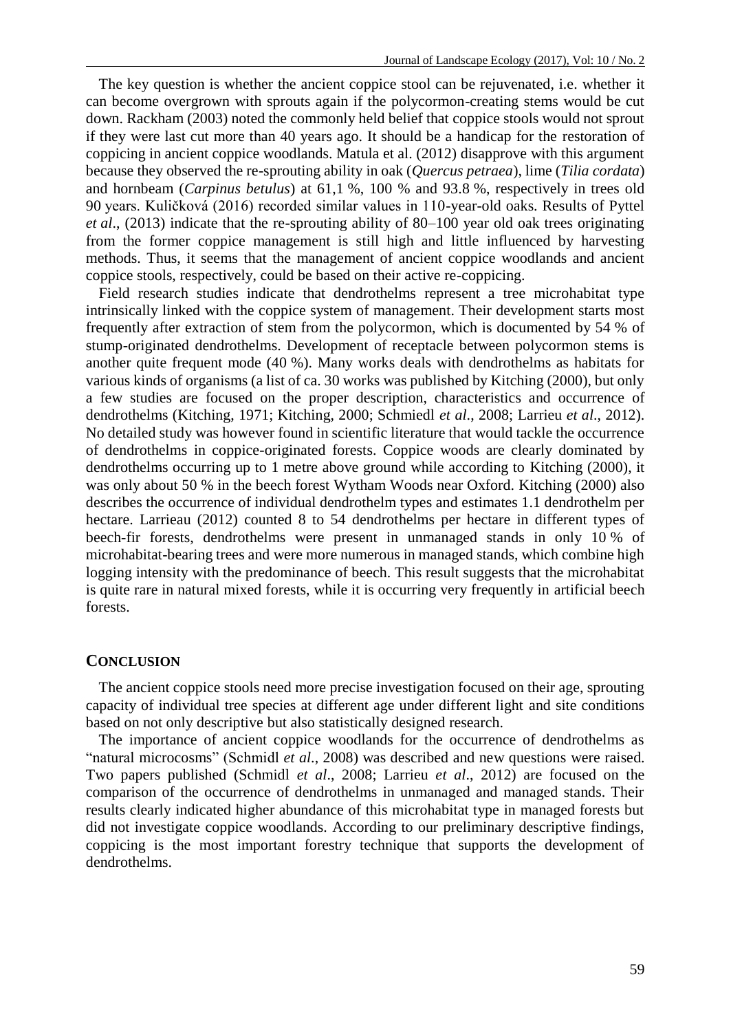The key question is whether the ancient coppice stool can be rejuvenated, i.e. whether it can become overgrown with sprouts again if the polycormon-creating stems would be cut down. Rackham (2003) noted the commonly held belief that coppice stools would not sprout if they were last cut more than 40 years ago. It should be a handicap for the restoration of coppicing in ancient coppice woodlands. Matula et al. (2012) disapprove with this argument because they observed the re-sprouting ability in oak (*Quercus petraea*), lime (*Tilia cordata*) and hornbeam (*Carpinus betulus*) at 61,1 %, 100 % and 93.8 %, respectively in trees old 90 years. Kuličková (2016) recorded similar values in 110-year-old oaks. Results of Pyttel *et al*., (2013) indicate that the re-sprouting ability of 80–100 year old oak trees originating from the former coppice management is still high and little influenced by harvesting methods. Thus, it seems that the management of ancient coppice woodlands and ancient coppice stools, respectively, could be based on their active re-coppicing.

Field research studies indicate that dendrothelms represent a tree microhabitat type intrinsically linked with the coppice system of management. Their development starts most frequently after extraction of stem from the polycormon, which is documented by 54 % of stump-originated dendrothelms. Development of receptacle between polycormon stems is another quite frequent mode (40 %). Many works deals with dendrothelms as habitats for various kinds of organisms (a list of ca. 30 works was published by Kitching (2000), but only a few studies are focused on the proper description, characteristics and occurrence of dendrothelms (Kitching, 1971; Kitching, 2000; Schmiedl *et al*., 2008; Larrieu *et al*., 2012). No detailed study was however found in scientific literature that would tackle the occurrence of dendrothelms in coppice-originated forests. Coppice woods are clearly dominated by dendrothelms occurring up to 1 metre above ground while according to Kitching (2000), it was only about 50 % in the beech forest Wytham Woods near Oxford. Kitching (2000) also describes the occurrence of individual dendrothelm types and estimates 1.1 dendrothelm per hectare. Larrieau (2012) counted 8 to 54 dendrothelms per hectare in different types of beech-fir forests, dendrothelms were present in unmanaged stands in only 10 % of microhabitat-bearing trees and were more numerous in managed stands, which combine high logging intensity with the predominance of beech. This result suggests that the microhabitat is quite rare in natural mixed forests, while it is occurring very frequently in artificial beech forests.

## CONCLUSION

The ancient coppice stools need more precise investigation focused on their age, sprouting capacity of individual tree species at different age under different light and site conditions based on not only descriptive but also statistically designed research.

The importance of ancient coppice woodlands for the occurrence of dendrothelms as "natural microcosms" (Schmidl *et al*., 2008) was described and new questions were raised. Two papers published (Schmidl *et al*., 2008; Larrieu *et al*., 2012) are focused on the comparison of the occurrence of dendrothelms in unmanaged and managed stands. Their results clearly indicated higher abundance of this microhabitat type in managed forests but did not investigate coppice woodlands. According to our preliminary descriptive findings, coppicing is the most important forestry technique that supports the development of dendrothelms.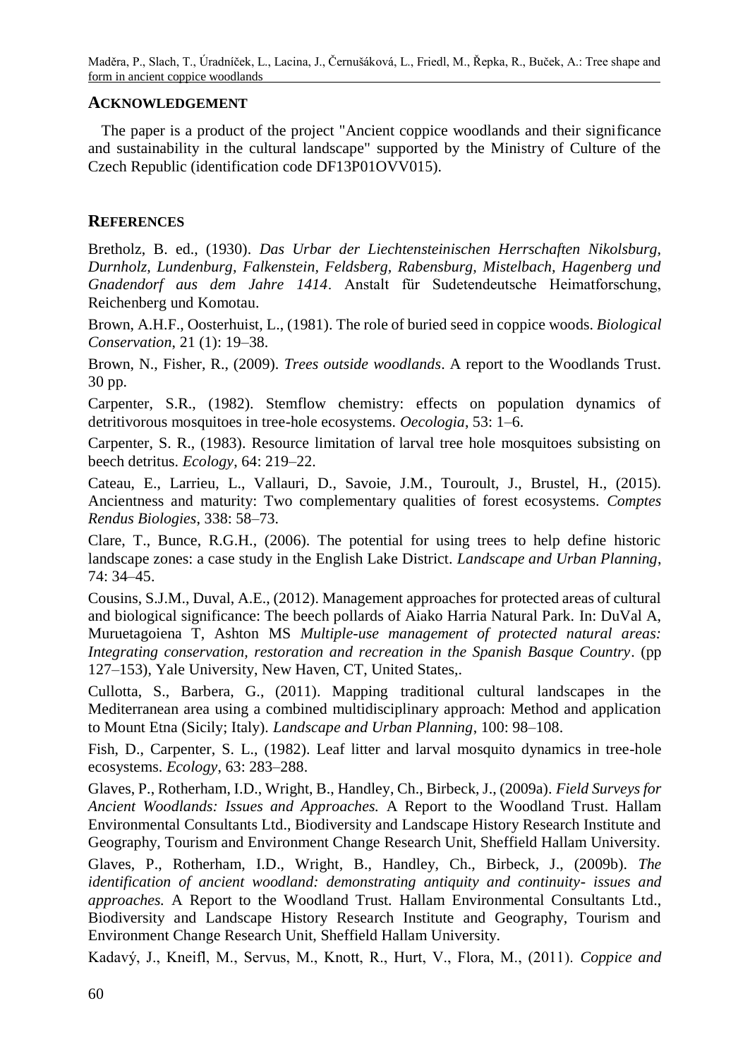## ACKNOWLEDGEMENT

The paper is a product of the project "Ancient coppice woodlands and their significance and sustainability in the cultural landscape" supported by the Ministry of Culture of the Czech Republic (identification code DF13P01OVV015).

## REFERENCES

Bretholz, B. ed., (1930). *Das Urbar der Liechtensteinischen Herrschaften Nikolsburg, Durnholz, Lundenburg, Falkenstein, Feldsberg, Rabensburg, Mistelbach, Hagenberg und Gnadendorf aus dem Jahre 1414*. Anstalt für Sudetendeutsche Heimatforschung, Reichenberg und Komotau.

Brown, A.H.F., Oosterhuist, L., (1981). The role of buried seed in coppice woods. *Biological Conservation*, 21 (1): 19–38.

Brown, N., Fisher, R., (2009). *Trees outside woodlands*. A report to the Woodlands Trust. 30 pp.

Carpenter, S.R., (1982). Stemflow chemistry: effects on population dynamics of detritivorous mosquitoes in tree-hole ecosystems. *Oecologia*, 53: 1–6.

Carpenter, S. R., (1983). Resource limitation of larval tree hole mosquitoes subsisting on beech detritus. *Ecology*, 64: 219–22.

Cateau, E., Larrieu, L., Vallauri, D., Savoie, J.M., Touroult, J., Brustel, H., (2015). Ancientness and maturity: Two complementary qualities of forest ecosystems. *Comptes Rendus Biologies*, 338: 58–73.

Clare, T., Bunce, R.G.H., (2006). The potential for using trees to help define historic landscape zones: a case study in the English Lake District. *Landscape and Urban Planning*, 74: 34–45.

Cousins, S.J.M., Duval, A.E., (2012). Management approaches for protected areas of cultural and biological significance: The beech pollards of Aiako Harria Natural Park. In: DuVal A, Muruetagoiena T, Ashton MS *Multiple-use management of protected natural areas: Integrating conservation, restoration and recreation in the Spanish Basque Country*. (pp 127–153), Yale University, New Haven, CT, United States,.

Cullotta, S., Barbera, G., (2011). Mapping traditional cultural landscapes in the Mediterranean area using a combined multidisciplinary approach: Method and application to Mount Etna (Sicily; Italy). *Landscape and Urban Planning*, 100: 98–108.

Fish, D., Carpenter, S. L., (1982). Leaf litter and larval mosquito dynamics in tree-hole ecosystems. *Ecology*, 63: 283–288.

Glaves, P., Rotherham, I.D., Wright, B., Handley, Ch., Birbeck, J., (2009a). *Field Surveys for Ancient Woodlands: Issues and Approaches.* A Report to the Woodland Trust. Hallam Environmental Consultants Ltd., Biodiversity and Landscape History Research Institute and Geography, Tourism and Environment Change Research Unit, Sheffield Hallam University.

Glaves, P., Rotherham, I.D., Wright, B., Handley, Ch., Birbeck, J., (2009b). *The identification of ancient woodland: demonstrating antiquity and continuity- issues and approaches.* A Report to the Woodland Trust. Hallam Environmental Consultants Ltd., Biodiversity and Landscape History Research Institute and Geography, Tourism and Environment Change Research Unit, Sheffield Hallam University.

Kadavý, J., Kneifl, M., Servus, M., Knott, R., Hurt, V., Flora, M., (2011). *Coppice and*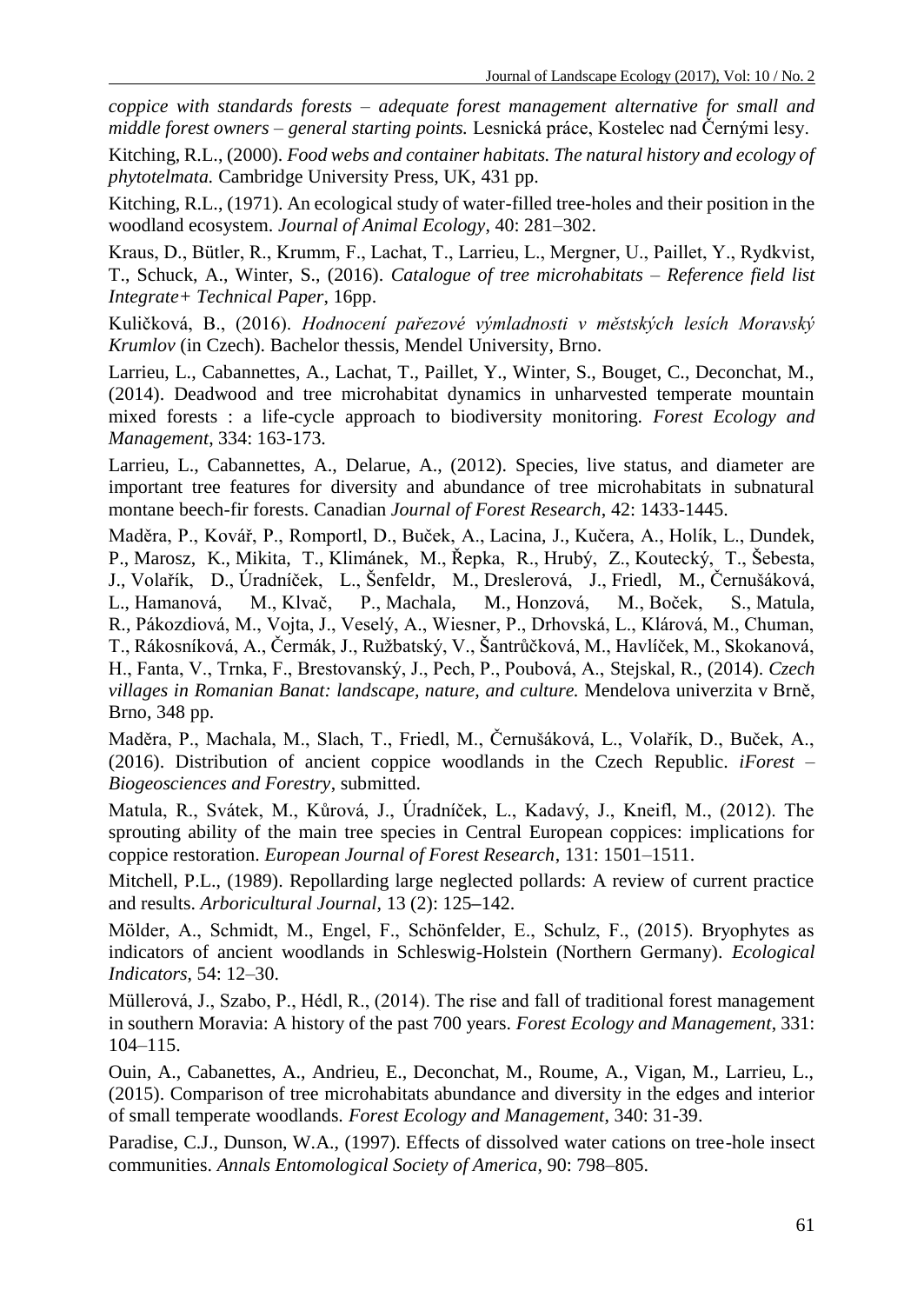*coppice with standards forests – adequate forest management alternative for small and middle forest owners – general starting points.* Lesnická práce, Kostelec nad Černými lesy.

Kitching, R.L., (2000). *Food webs and container habitats. The natural history and ecology of phytotelmata.* Cambridge University Press, UK, 431 pp.

Kitching, R.L., (1971). An ecological study of water-filled tree-holes and their position in the woodland ecosystem. *Journal of Animal Ecology*, 40: 281–302.

Kraus, D., Bütler, R., Krumm, F., Lachat, T., Larrieu, L., Mergner, U., Paillet, Y., Rydkvist, T., Schuck, A., Winter, S., (2016). *Catalogue of tree microhabitats – Reference field list Integrate+ Technical Paper*, 16pp.

Kuličková, B., (2016). *Hodnocení pařezové výmladnosti v městských lesích Moravský Krumlov* (in Czech). Bachelor thessis, Mendel University, Brno.

Larrieu, L., Cabannettes, A., Lachat, T., Paillet, Y., Winter, S., Bouget, C., Deconchat, M., (2014). Deadwood and tree microhabitat dynamics in unharvested temperate mountain mixed forests : a life-cycle approach to biodiversity monitoring. *Forest Ecology and Management*, 334: 163-173.

Larrieu, L., Cabannettes, A., Delarue, A., (2012). Species, live status, and diameter are important tree features for diversity and abundance of tree microhabitats in subnatural montane beech-fir forests. Canadian *Journal of Forest Research*, 42: 1433-1445.

Maděra, P., Kovář, P., Romportl, D., Buček, A., Lacina, J., Kučera, A., Holík, L., Dundek, P., Marosz, K., Mikita, T., Klimánek, M., Řepka, R., Hrubý, Z., Koutecký, T., Šebesta, J., Volařík, D., Úradníček, L., Šenfeldr, M., Dreslerová, J., Friedl, M., Černušáková, L., Hamanová, M., Klvač, P., Machala, M., Honzová, M., Boček, S., Matula, R., Pákozdiová, M., Vojta, J., Veselý, A., Wiesner, P., Drhovská, L., Klárová, M., Chuman, T., Rákosníková, A., Čermák, J., Ružbatský, V., Šantrůčková, M., Havlíček, M., Skokanová, H., Fanta, V., Trnka, F., Brestovanský, J., Pech, P., Poubová, A., Stejskal, R., (2014). *Czech villages in Romanian Banat: landscape, nature, and culture.* Mendelova univerzita v Brně, Brno, 348 pp.

Maděra, P., Machala, M., Slach, T., Friedl, M., Černušáková, L., Volařík, D., Buček, A., (2016). Distribution of ancient coppice woodlands in the Czech Republic. *iForest – Biogeosciences and Forestry*, submitted.

Matula, R., Svátek, M., Kůrová, J., Úradníček, L., Kadavý, J., Kneifl, M., (2012). The sprouting ability of the main tree species in Central European coppices: implications for coppice restoration. *European Journal of Forest Research*, 131: 1501–1511.

Mitchell, P.L., (1989). Repollarding large neglected pollards: A review of current practice and results. *Arboricultural Journal*, 13 (2): 125–142.

Mölder, A., Schmidt, M., Engel, F., Schönfelder, E., Schulz, F., (2015). Bryophytes as indicators of ancient woodlands in Schleswig-Holstein (Northern Germany). *Ecological Indicators*, 54: 12–30.

Müllerová, J., Szabo, P., Hédl, R., (2014). The rise and fall of traditional forest management in southern Moravia: A history of the past 700 years. *Forest Ecology and Management*, 331: 104–115.

Ouin, A., Cabanettes, A., Andrieu, E., Deconchat, M., Roume, A., Vigan, M., Larrieu, L., (2015). Comparison of tree microhabitats abundance and diversity in the edges and interior of small temperate woodlands. *Forest Ecology and Management*, 340: 31-39.

Paradise, C.J., Dunson, W.A., (1997). Effects of dissolved water cations on tree-hole insect communities. *Annals Entomological Society of America*, 90: 798–805.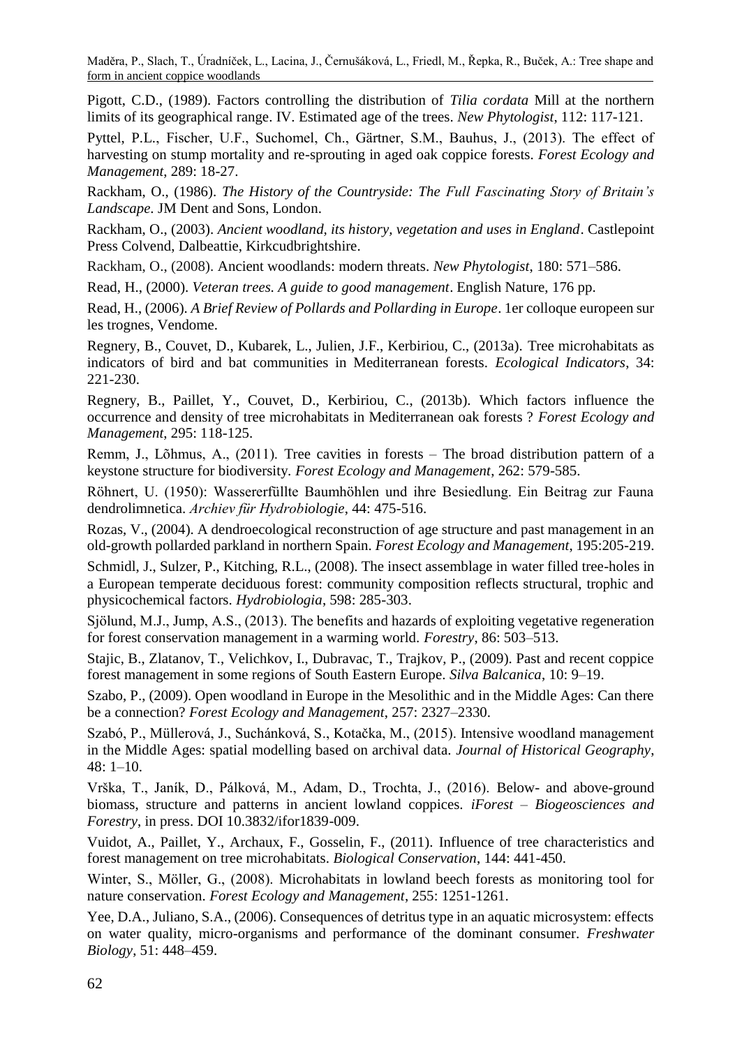Pigott, C.D., (1989). Factors controlling the distribution of *Tilia cordata* Mill at the northern limits of its geographical range. IV. Estimated age of the trees. *New Phytologist*, 112: 117-121.

Pyttel, P.L., Fischer, U.F., Suchomel, Ch., Gärtner, S.M., Bauhus, J., (2013). The effect of harvesting on stump mortality and re-sprouting in aged oak coppice forests. *Forest Ecology and Management*, 289: 18-27.

Rackham, O., (1986). *The History of the Countryside: The Full Fascinating Story of Britain's Landscape*. JM Dent and Sons, London.

Rackham, O., (2003). *Ancient woodland, its history, vegetation and uses in England*. Castlepoint Press Colvend, Dalbeattie, Kirkcudbrightshire.

Rackham, O., (2008). Ancient woodlands: modern threats. *New Phytologist*, 180: 571–586.

Read, H., (2000). *Veteran trees. A guide to good management*. English Nature, 176 pp.

Read, H., (2006). *A Brief Review of Pollards and Pollarding in Europe*. 1er colloque europeen sur les trognes, Vendome.

Regnery, B., Couvet, D., Kubarek, L., Julien, J.F., Kerbiriou, C., (2013a). Tree microhabitats as indicators of bird and bat communities in Mediterranean forests. *Ecological Indicators*, 34: 221-230.

Regnery, B., Paillet, Y., Couvet, D., Kerbiriou, C., (2013b). Which factors influence the occurrence and density of tree microhabitats in Mediterranean oak forests ? *Forest Ecology and Management*, 295: 118-125.

Remm, J., Lõhmus, A., (2011). Tree cavities in forests – The broad distribution pattern of a keystone structure for biodiversity. *Forest Ecology and Management*, 262: 579-585.

Röhnert, U. (1950): Wassererfüllte Baumhöhlen und ihre Besiedlung. Ein Beitrag zur Fauna dendrolimnetica. *Archiev für Hydrobiologie*, 44: 475-516.

Rozas, V., (2004). A dendroecological reconstruction of age structure and past management in an old-growth pollarded parkland in northern Spain. *Forest Ecology and Management*, 195:205-219.

Schmidl, J., Sulzer, P., Kitching, R.L., (2008). The insect assemblage in water filled tree-holes in a European temperate deciduous forest: community composition reflects structural, trophic and physicochemical factors. *Hydrobiologia*, 598: 285-303.

Sjölund, M.J., Jump, A.S., (2013). The benefits and hazards of exploiting vegetative regeneration for forest conservation management in a warming world. *Forestry*, 86: 503–513.

Stajic, B., Zlatanov, T., Velichkov, I., Dubravac, T., Trajkov, P., (2009). Past and recent coppice forest management in some regions of South Eastern Europe. *Silva Balcanica*, 10: 9–19.

Szabo, P., (2009). Open woodland in Europe in the Mesolithic and in the Middle Ages: Can there be a connection? *Forest Ecology and Management*, 257: 2327–2330.

Szabó, P., Müllerová, J., Suchánková, S., Kotačka, M., (2015). Intensive woodland management in the Middle Ages: spatial modelling based on archival data. *Journal of Historical Geography*, 48: 1–10.

Vrška, T., Janík, D., Pálková, M., Adam, D., Trochta, J., (2016). Below- and above-ground biomass, structure and patterns in ancient lowland coppices. *iForest – Biogeosciences and Forestry*, in press. DOI 10.3832/ifor1839-009.

Vuidot, A., Paillet, Y., Archaux, F., Gosselin, F., (2011). Influence of tree characteristics and forest management on tree microhabitats. *Biological Conservation*, 144: 441-450.

Winter, S., Möller, G., (2008). Microhabitats in lowland beech forests as monitoring tool for nature conservation. *Forest Ecology and Management*, 255: 1251-1261.

Yee, D.A., Juliano, S.A., (2006). Consequences of detritus type in an aquatic microsystem: effects on water quality, micro-organisms and performance of the dominant consumer. *Freshwater Biology*, 51: 448–459.